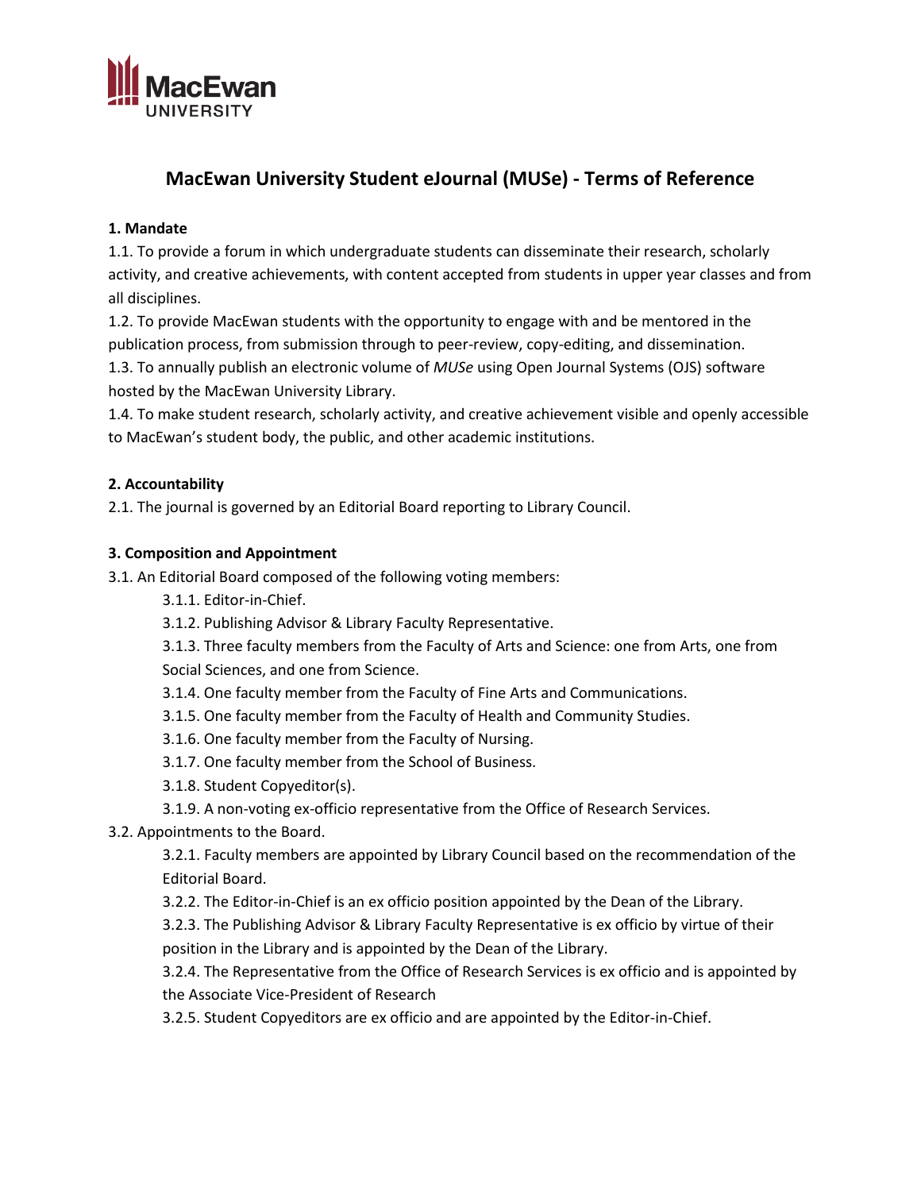# MacEwan University Student eJournal (MUSe) - Terms of Reference

**1. Mandate**

1.1. To provide a forum in which undergraduate students can disseminate their research, scholarly activity, and creative achievements, with content accepted from students in upper year classes and from all disciplines.

1.2. To provide MacEwan students with the opportunity to engage with and be mentored in the publication process, from submission through to peer-review, copy-editing, and dissemination.

1.3. To annually publish an electronic volume of *MUSe* using Open Journal Systems (OJS) software hosted by the MacEwan University Library.

1.4. To make student research, scholarly activity, and creative achievement visible and openly accessible to MacEwan's student body, the public, and other academic institutions.

**2. Accountability**

2.1. The journal is governed by an Editorial Board reporting to Library Council.

**3. Composition and Appointment**

3.1. An Editorial Board composed of the following voting members:

- 3.1.1. Editor-in-Chief.
- 3.1.2. Publishing Advisor & Library Faculty Representative.
- 3.1.3. Three faculty members from the Faculty of Arts and Science: one from Arts, one from Social Sciences, and one from Science.
- 3.1.4. One faculty member from the Faculty of Fine Arts and Communications.
- 3.1.5. One faculty member from the Faculty of Health and Community Studies.
- 3.1.6. One faculty member from the Faculty of Nursing.
- 3.1.7. One faculty member from the School of Business.
- 3.1.8. Student Copyeditor(s).
- 3.1.9. A non-voting ex-officio representative from the Office of Research Services.

3.2. Appointments to the Board.

- 3.2.1. Faculty members are appointed by Library Council based on the recommendation of the Editorial Board.
- 3.2.2. The Editor-in-Chief is an ex officio position appointed by the Dean of the Library.
- 3.2.3. The Publishing Advisor & Library Faculty Representative is ex officio by virtue of their position in the Library and is appointed by the Dean of the Library.
- 3.2.4. The Representative from the Office of Research Services is ex officio and is appointed by the Associate Vice-President of Research
- 3.2.5. Student Copyeditors are ex officio and are appointed by the Editor-in-Chief.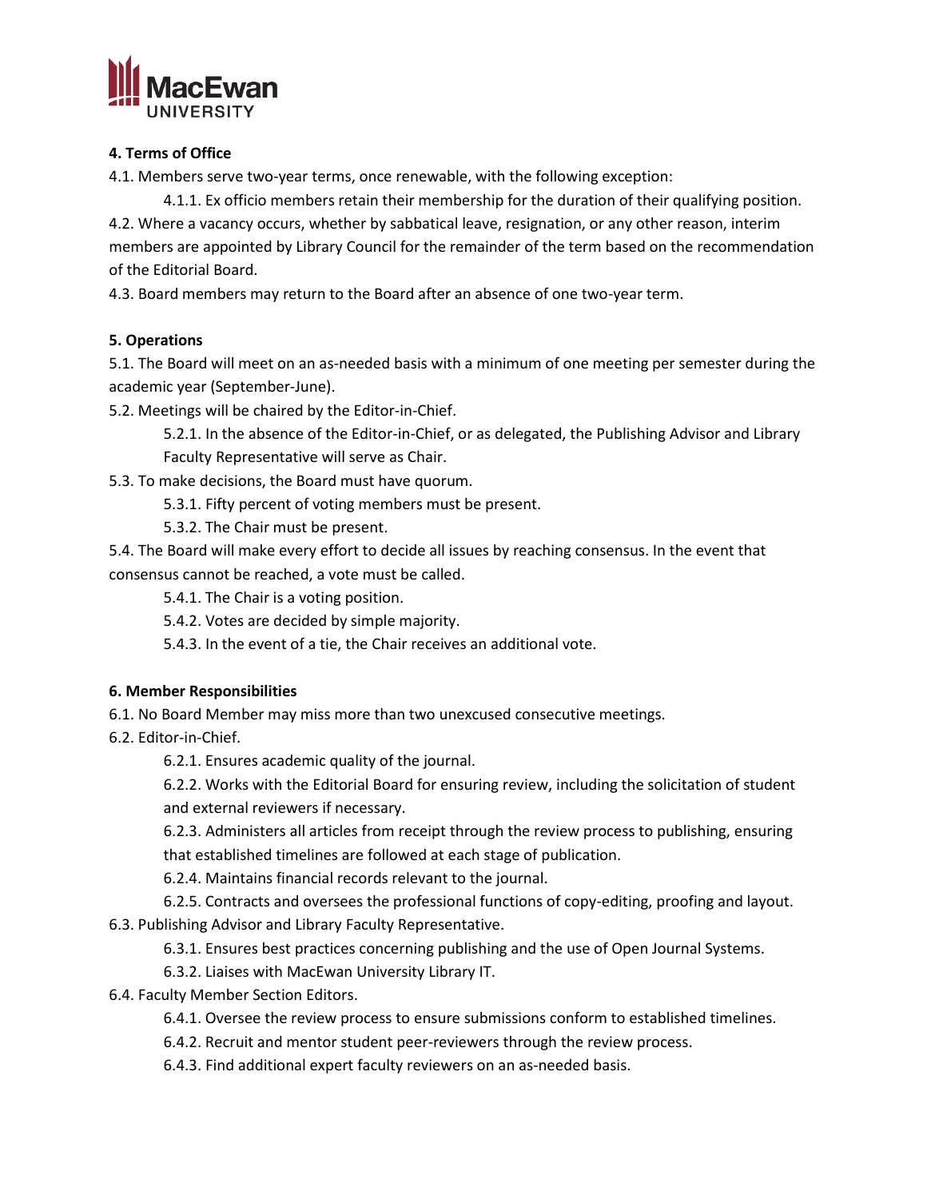**4. Terms of Office**

4.1. Members serve two-year terms, once renewable, with the following exception:

- 4.1.1. Ex officio members retain their membership for the duration of their qualifying position.

4.2. Where a vacancy occurs, whether by sabbatical leave, resignation, or any other reason, interim members are appointed by Library Council for the remainder of the term based on the recommendation of the Editorial Board.

4.3. Board members may return to the Board after an absence of one two-year term.

**5. Operations**

5.1. The Board will meet on an as-needed basis with a minimum of one meeting per semester during the academic year (September-June).

5.2. Meetings will be chaired by the Editor-in-Chief.

- 5.2.1. In the absence of the Editor-in-Chief, or as delegated, the Publishing Advisor and Library Faculty Representative will serve as Chair.

5.3. To make decisions, the Board must have quorum.

- 5.3.1. Fifty percent of voting members must be present.
- 5.3.2. The Chair must be present.

5.4. The Board will make every effort to decide all issues by reaching consensus. In the event that consensus cannot be reached, a vote must be called.

- 5.4.1. The Chair is a voting position.
- 5.4.2. Votes are decided by simple majority.
- 5.4.3. In the event of a tie, the Chair receives an additional vote.

**6. Member Responsibilities**

6.1. No Board Member may miss more than two unexcused consecutive meetings.

6.2. Editor-in-Chief.

- 6.2.1. Ensures academic quality of the journal.
- 6.2.2. Works with the Editorial Board for ensuring review, including the solicitation of student and external reviewers if necessary.
- 6.2.3. Administers all articles from receipt through the review process to publishing, ensuring that established timelines are followed at each stage of publication.
- 6.2.4. Maintains financial records relevant to the journal.
- 6.2.5. Contracts and oversees the professional functions of copy-editing, proofing and layout.

6.3. Publishing Advisor and Library Faculty Representative.

- 6.3.1. Ensures best practices concerning publishing and the use of Open Journal Systems.
- 6.3.2. Liaises with MacEwan University Library IT.

6.4. Faculty Member Section Editors.

- 6.4.1. Oversee the review process to ensure submissions conform to established timelines.
- 6.4.2. Recruit and mentor student peer-reviewers through the review process.
- 6.4.3. Find additional expert faculty reviewers on an as-needed basis.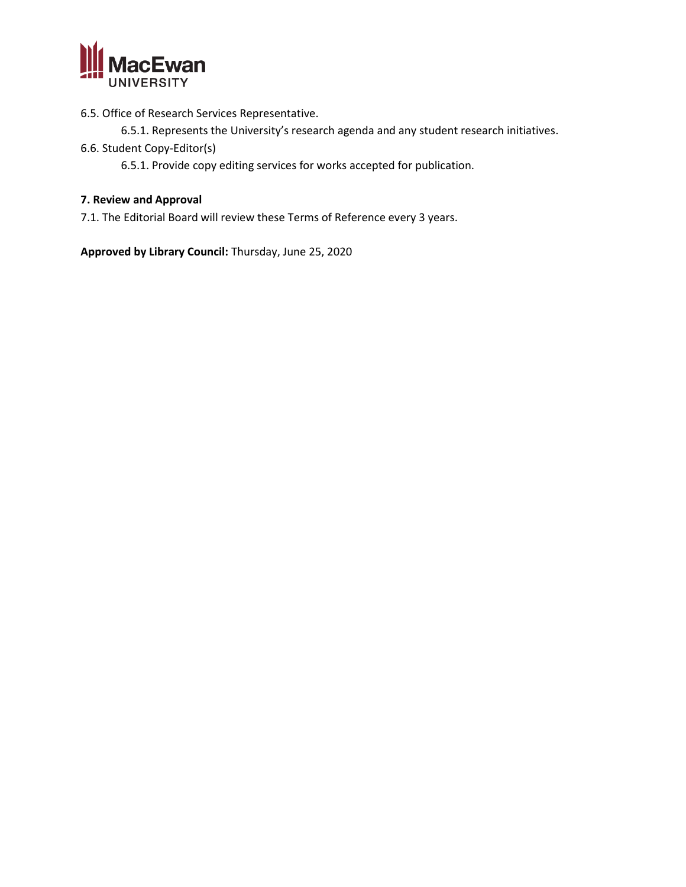6.5. Office of Research Services Representative.

  6.5.1. Represents the University's research agenda and any student research initiatives.

6.6. Student Copy-Editor(s)

  6.5.1. Provide copy editing services for works accepted for publication.

**7. Review and Approval**

7.1. The Editorial Board will review these Terms of Reference every 3 years.

**Approved by Library Council:** Thursday, June 25, 2020